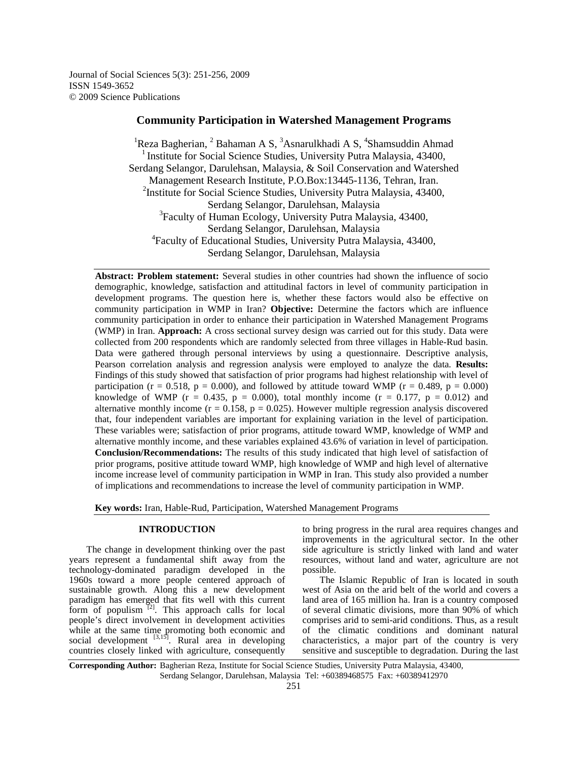Journal of Social Sciences 5(3): 251-256, 2009
ISSN 1549-3652
© 2009 Science Publications

# Community Participation in Watershed Management Programs

[1]Reza Bagherian, [2] Bahaman A S, [3]Asnarulkhadi A S, [4]Shamsuddin Ahmad
[1] Institute for Social Science Studies, University Putra Malaysia, 43400, Serdang Selangor, Darulehsan, Malaysia, & Soil Conservation and Watershed Management Research Institute, P.O.Box:13445-1136, Tehran, Iran.
[2]Institute for Social Science Studies, University Putra Malaysia, 43400, Serdang Selangor, Darulehsan, Malaysia
[3]Faculty of Human Ecology, University Putra Malaysia, 43400, Serdang Selangor, Darulehsan, Malaysia
[4]Faculty of Educational Studies, University Putra Malaysia, 43400, Serdang Selangor, Darulehsan, Malaysia

**Abstract: Problem statement:** Several studies in other countries had shown the influence of socio demographic, knowledge, satisfaction and attitudinal factors in level of community participation in development programs. The question here is, whether these factors would also be effective on community participation in WMP in Iran? **Objective:** Determine the factors which are influence community participation in order to enhance their participation in Watershed Management Programs (WMP) in Iran. **Approach:** A cross sectional survey design was carried out for this study. Data were collected from 200 respondents which are randomly selected from three villages in Hable-Rud basin. Data were gathered through personal interviews by using a questionnaire. Descriptive analysis, Pearson correlation analysis and regression analysis were employed to analyze the data. **Results:** Findings of this study showed that satisfaction of prior programs had highest relationship with level of participation ($r = 0.518$, $p = 0.000$), and followed by attitude toward WMP ($r = 0.489$, $p = 0.000$) knowledge of WMP ($r = 0.435$, $p = 0.000$), total monthly income ($r = 0.177$, $p = 0.012$) and alternative monthly income ($r = 0.158$, $p = 0.025$). However multiple regression analysis discovered that, four independent variables are important for explaining variation in the level of participation. These variables were; satisfaction of prior programs, attitude toward WMP, knowledge of WMP and alternative monthly income, and these variables explained 43.6% of variation in level of participation. **Conclusion/Recommendations:** The results of this study indicated that high level of satisfaction of prior programs, positive attitude toward WMP, high knowledge of WMP and high level of alternative income increase level of community participation in WMP in Iran. This study also provided a number of implications and recommendations to increase the level of community participation in WMP.

**Key words:** Iran, Hable-Rud, Participation, Watershed Management Programs

## INTRODUCTION

The change in development thinking over the past years represent a fundamental shift away from the technology-dominated paradigm developed in the 1960s toward a more people centered approach of sustainable growth. Along this a new development paradigm has emerged that fits well with this current form of populism [2]. This approach calls for local people's direct involvement in development activities while at the same time promoting both economic and social development [3,15]. Rural area in developing countries closely linked with agriculture, consequently to bring progress in the rural area requires changes and improvements in the agricultural sector. In the other side agriculture is strictly linked with land and water resources, without land and water, agriculture are not possible.

The Islamic Republic of Iran is located in south west of Asia on the arid belt of the world and covers a land area of 165 million ha. Iran is a country composed of several climatic divisions, more than 90% of which comprises arid to semi-arid conditions. Thus, as a result of the climatic conditions and dominant natural characteristics, a major part of the country is very sensitive and susceptible to degradation. During the last

**Corresponding Author:** Bagherian Reza, Institute for Social Science Studies, University Putra Malaysia, 43400, Serdang Selangor, Darulehsan, Malaysia Tel: +60389468575 Fax: +60389412970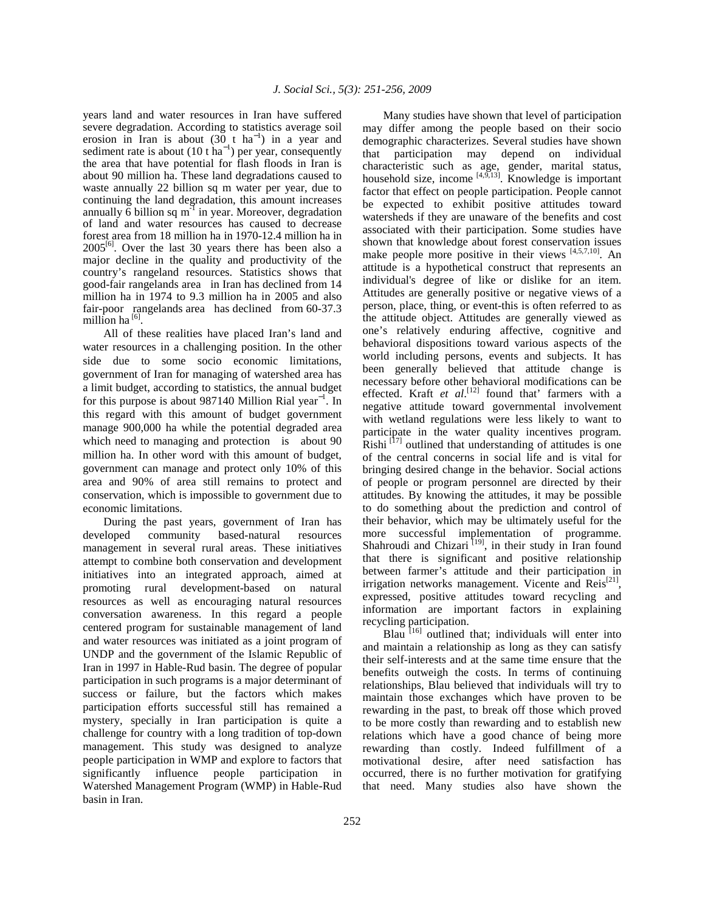years land and water resources in Iran have suffered severe degradation. According to statistics average soil erosion in Iran is about (30 t $ha^{-1}$) in a year and sediment rate is about (10 t $ha^{-1}$) per year, consequently the area that have potential for flash floods in Iran is about 90 million ha. These land degradations caused to waste annually 22 billion sq m water per year, due to continuing the land degradation, this amount increases annually 6 billion sq $m^{-1}$ in year. Moreover, degradation of land and water resources has caused to decrease forest area from 18 million ha in 1970-12.4 million ha in 2005[6]. Over the last 30 years there has been also a major decline in the quality and productivity of the country's rangeland resources. Statistics shows that good-fair rangelands area in Iran has declined from 14 million ha in 1974 to 9.3 million ha in 2005 and also fair-poor rangelands area has declined from 60-37.3 million ha [6].

All of these realities have placed Iran's land and water resources in a challenging position. In the other side due to some socio economic limitations, government of Iran for managing of watershed area has a limit budget, according to statistics, the annual budget for this purpose is about 987140 Million Rial $year^{-1}$. In this regard with this amount of budget government manage 900,000 ha while the potential degraded area which need to managing and protection is about 90 million ha. In other word with this amount of budget, government can manage and protect only 10% of this area and 90% of area still remains to protect and conservation, which is impossible to government due to economic limitations.

During the past years, government of Iran has developed community based-natural resources management in several rural areas. These initiatives attempt to combine both conservation and development initiatives into an integrated approach, aimed at promoting rural development-based on natural resources as well as encouraging natural resources conversation awareness. In this regard a people centered program for sustainable management of land and water resources was initiated as a joint program of UNDP and the government of the Islamic Republic of Iran in 1997 in Hable-Rud basin. The degree of popular participation in such programs is a major determinant of success or failure, but the factors which makes participation efforts successful still has remained a mystery, specially in Iran participation is quite a challenge for country with a long tradition of top-down management. This study was designed to analyze people participation in WMP and explore to factors that significantly influence people participation in Watershed Management Program (WMP) in Hable-Rud basin in Iran.

Many studies have shown that level of participation may differ among the people based on their socio demographic characterizes. Several studies have shown that participation may depend on individual characteristic such as age, gender, marital status, household size, income [4,9,13]. Knowledge is important factor that effect on people participation. People cannot be expected to exhibit positive attitudes toward watersheds if they are unaware of the benefits and cost associated with their participation. Some studies have shown that knowledge about forest conservation issues make people more positive in their views [4,5,7,10]. An attitude is a hypothetical construct that represents an individual's degree of like or dislike for an item. Attitudes are generally positive or negative views of a person, place, thing, or event-this is often referred to as the attitude object. Attitudes are generally viewed as one's relatively enduring affective, cognitive and behavioral dispositions toward various aspects of the world including persons, events and subjects. It has been generally believed that attitude change is necessary before other behavioral modifications can be effected. Kraft *et al*.[12] found that' farmers with a negative attitude toward governmental involvement with wetland regulations were less likely to want to participate in the water quality incentives program. Rishi [17] outlined that understanding of attitudes is one of the central concerns in social life and is vital for bringing desired change in the behavior. Social actions of people or program personnel are directed by their attitudes. By knowing the attitudes, it may be possible to do something about the prediction and control of their behavior, which may be ultimately useful for the more successful implementation of programme. Shahroudi and Chizari [19], in their study in Iran found that there is significant and positive relationship between farmer's attitude and their participation in irrigation networks management. Vicente and Reis[21], expressed, positive attitudes toward recycling and information are important factors in explaining recycling participation.

Blau [16] outlined that; individuals will enter into and maintain a relationship as long as they can satisfy their self-interests and at the same time ensure that the benefits outweigh the costs. In terms of continuing relationships, Blau believed that individuals will try to maintain those exchanges which have proven to be rewarding in the past, to break off those which proved to be more costly than rewarding and to establish new relations which have a good chance of being more rewarding than costly. Indeed fulfillment of a motivational desire, after need satisfaction has occurred, there is no further motivation for gratifying that need. Many studies also have shown the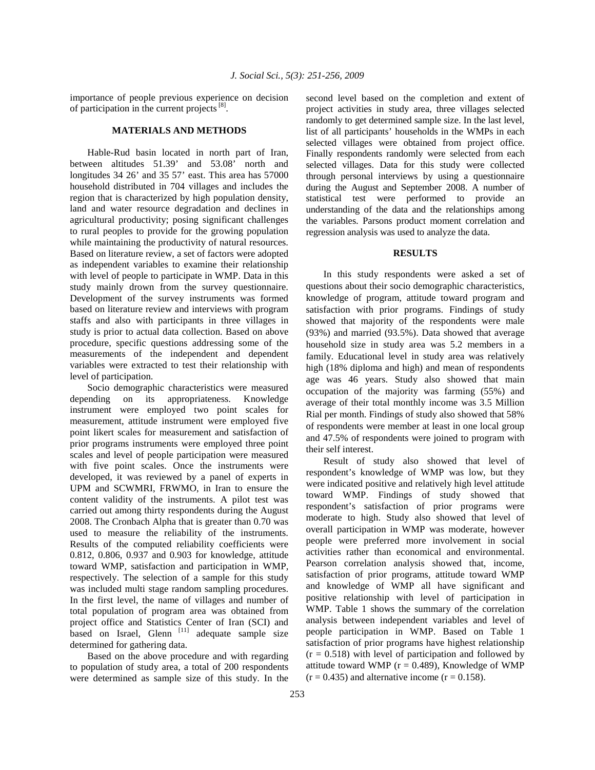importance of people previous experience on decision of participation in the current projects [8].

## MATERIALS AND METHODS

Hable-Rud basin located in north part of Iran, between altitudes 51.39' and 53.08' north and longitudes 34 26' and 35 57' east. This area has 57000 household distributed in 704 villages and includes the region that is characterized by high population density, land and water resource degradation and declines in agricultural productivity; posing significant challenges to rural peoples to provide for the growing population while maintaining the productivity of natural resources. Based on literature review, a set of factors were adopted as independent variables to examine their relationship with level of people to participate in WMP. Data in this study mainly drown from the survey questionnaire. Development of the survey instruments was formed based on literature review and interviews with program staffs and also with participants in three villages in study is prior to actual data collection. Based on above procedure, specific questions addressing some of the measurements of the independent and dependent variables were extracted to test their relationship with level of participation.

Socio demographic characteristics were measured depending on its appropriateness. Knowledge instrument were employed two point scales for measurement, attitude instrument were employed five point likert scales for measurement and satisfaction of prior programs instruments were employed three point scales and level of people participation were measured with five point scales. Once the instruments were developed, it was reviewed by a panel of experts in UPM and SCWMRI, FRWMO, in Iran to ensure the content validity of the instruments. A pilot test was carried out among thirty respondents during the August 2008. The Cronbach Alpha that is greater than 0.70 was used to measure the reliability of the instruments. Results of the computed reliability coefficients were 0.812, 0.806, 0.937 and 0.903 for knowledge, attitude toward WMP, satisfaction and participation in WMP, respectively. The selection of a sample for this study was included multi stage random sampling procedures. In the first level, the name of villages and number of total population of program area was obtained from project office and Statistics Center of Iran (SCI) and based on Israel, Glenn [11] adequate sample size determined for gathering data.

Based on the above procedure and with regarding to population of study area, a total of 200 respondents were determined as sample size of this study. In the second level based on the completion and extent of project activities in study area, three villages selected randomly to get determined sample size. In the last level, list of all participants' households in the WMPs in each selected villages were obtained from project office. Finally respondents randomly were selected from each selected villages. Data for this study were collected through personal interviews by using a questionnaire during the August and September 2008. A number of statistical test were performed to provide an understanding of the data and the relationships among the variables. Parsons product moment correlation and regression analysis was used to analyze the data.

## RESULTS

In this study respondents were asked a set of questions about their socio demographic characteristics, knowledge of program, attitude toward program and satisfaction with prior programs. Findings of study showed that majority of the respondents were male (93%) and married (93.5%). Data showed that average household size in study area was 5.2 members in a family. Educational level in study area was relatively high (18% diploma and high) and mean of respondents age was 46 years. Study also showed that main occupation of the majority was farming (55%) and average of their total monthly income was 3.5 Million Rial per month. Findings of study also showed that 58% of respondents were member at least in one local group and 47.5% of respondents were joined to program with their self interest.

Result of study also showed that level of respondent's knowledge of WMP was low, but they were indicated positive and relatively high level attitude toward WMP. Findings of study showed that respondent's satisfaction of prior programs were moderate to high. Study also showed that level of overall participation in WMP was moderate, however people were preferred more involvement in social activities rather than economical and environmental. Pearson correlation analysis showed that, income, satisfaction of prior programs, attitude toward WMP and knowledge of WMP all have significant and positive relationship with level of participation in WMP. Table 1 shows the summary of the correlation analysis between independent variables and level of people participation in WMP. Based on Table 1 satisfaction of prior programs have highest relationship ($r = 0.518$) with level of participation and followed by attitude toward WMP ($r = 0.489$), Knowledge of WMP ($r = 0.435$) and alternative income ($r = 0.158$).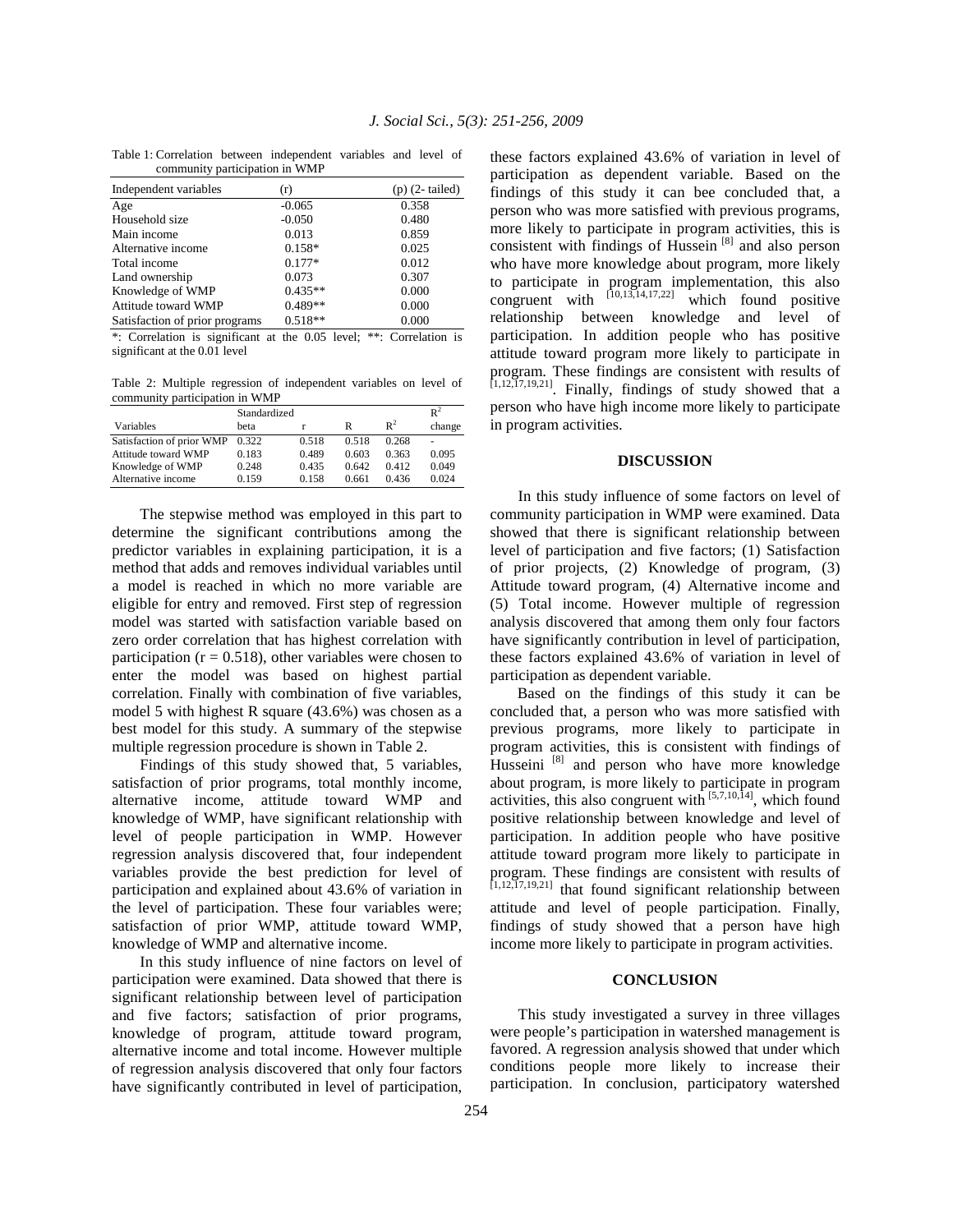Table 1: Correlation between independent variables and level of community participation in WMP

| Independent variables | (r) | (p) (2- tailed) |
|---|---|---|
| Age | -0.065 | 0.358 |
| Household size | -0.050 | 0.480 |
| Main income | 0.013 | 0.859 |
| Alternative income | 0.158* | 0.025 |
| Total income | 0.177* | 0.012 |
| Land ownership | 0.073 | 0.307 |
| Knowledge of WMP | 0.435** | 0.000 |
| Attitude toward WMP | 0.489** | 0.000 |
| Satisfaction of prior programs | 0.518** | 0.000 |

*: Correlation is significant at the 0.05 level; **: Correlation is significant at the 0.01 level

Table 2: Multiple regression of independent variables on level of community participation in WMP

| Variables | Standardized beta | r | R | $R^2$ | $R^2$ change |
|---|---|---|---|---|---|
| Satisfaction of prior WMP | 0.322 | 0.518 | 0.518 | 0.268 | - |
| Attitude toward WMP | 0.183 | 0.489 | 0.603 | 0.363 | 0.095 |
| Knowledge of WMP | 0.248 | 0.435 | 0.642 | 0.412 | 0.049 |
| Alternative income | 0.159 | 0.158 | 0.661 | 0.436 | 0.024 |

The stepwise method was employed in this part to determine the significant contributions among the predictor variables in explaining participation, it is a method that adds and removes individual variables until a model is reached in which no more variable are eligible for entry and removed. First step of regression model was started with satisfaction variable based on zero order correlation that has highest correlation with participation ($r = 0.518$), other variables were chosen to enter the model was based on highest partial correlation. Finally with combination of five variables, model 5 with highest R square (43.6%) was chosen as a best model for this study. A summary of the stepwise multiple regression procedure is shown in Table 2.

Findings of this study showed that, 5 variables, satisfaction of prior programs, total monthly income, alternative income, attitude toward WMP and knowledge of WMP, have significant relationship with level of people participation in WMP. However regression analysis discovered that, four independent variables provide the best prediction for level of participation and explained about 43.6% of variation in the level of participation. These four variables were; satisfaction of prior WMP, attitude toward WMP, knowledge of WMP and alternative income.

In this study influence of nine factors on level of participation were examined. Data showed that there is significant relationship between level of participation and five factors; satisfaction of prior programs, knowledge of program, attitude toward program, alternative income and total income. However multiple of regression analysis discovered that only four factors have significantly contributed in level of participation, these factors explained 43.6% of variation in level of participation as dependent variable. Based on the findings of this study it can bee concluded that, a person who was more satisfied with previous programs, more likely to participate in program activities, this is consistent with findings of Hussein [8] and also person who have more knowledge about program, more likely to participate in program implementation, this also congruent with [10,13,14,17,22] which found positive relationship between knowledge and level of participation. In addition people who has positive attitude toward program more likely to participate in program. These findings are consistent with results of [1,12,17,19,21]. Finally, findings of study showed that a person who have high income more likely to participate in program activities.

## DISCUSSION

In this study influence of some factors on level of community participation in WMP were examined. Data showed that there is significant relationship between level of participation and five factors; (1) Satisfaction of prior projects, (2) Knowledge of program, (3) Attitude toward program, (4) Alternative income and (5) Total income. However multiple of regression analysis discovered that among them only four factors have significantly contribution in level of participation, these factors explained 43.6% of variation in level of participation as dependent variable.

Based on the findings of this study it can be concluded that, a person who was more satisfied with previous programs, more likely to participate in program activities, this is consistent with findings of Husseini [8] and person who have more knowledge about program, is more likely to participate in program activities, this also congruent with [5,7,10,14], which found positive relationship between knowledge and level of participation. In addition people who have positive attitude toward program more likely to participate in program. These findings are consistent with results of [1,12,17,19,21] that found significant relationship between attitude and level of people participation. Finally, findings of study showed that a person have high income more likely to participate in program activities.

## CONCLUSION

This study investigated a survey in three villages were people's participation in watershed management is favored. A regression analysis showed that under which conditions people more likely to increase their participation. In conclusion, participatory watershed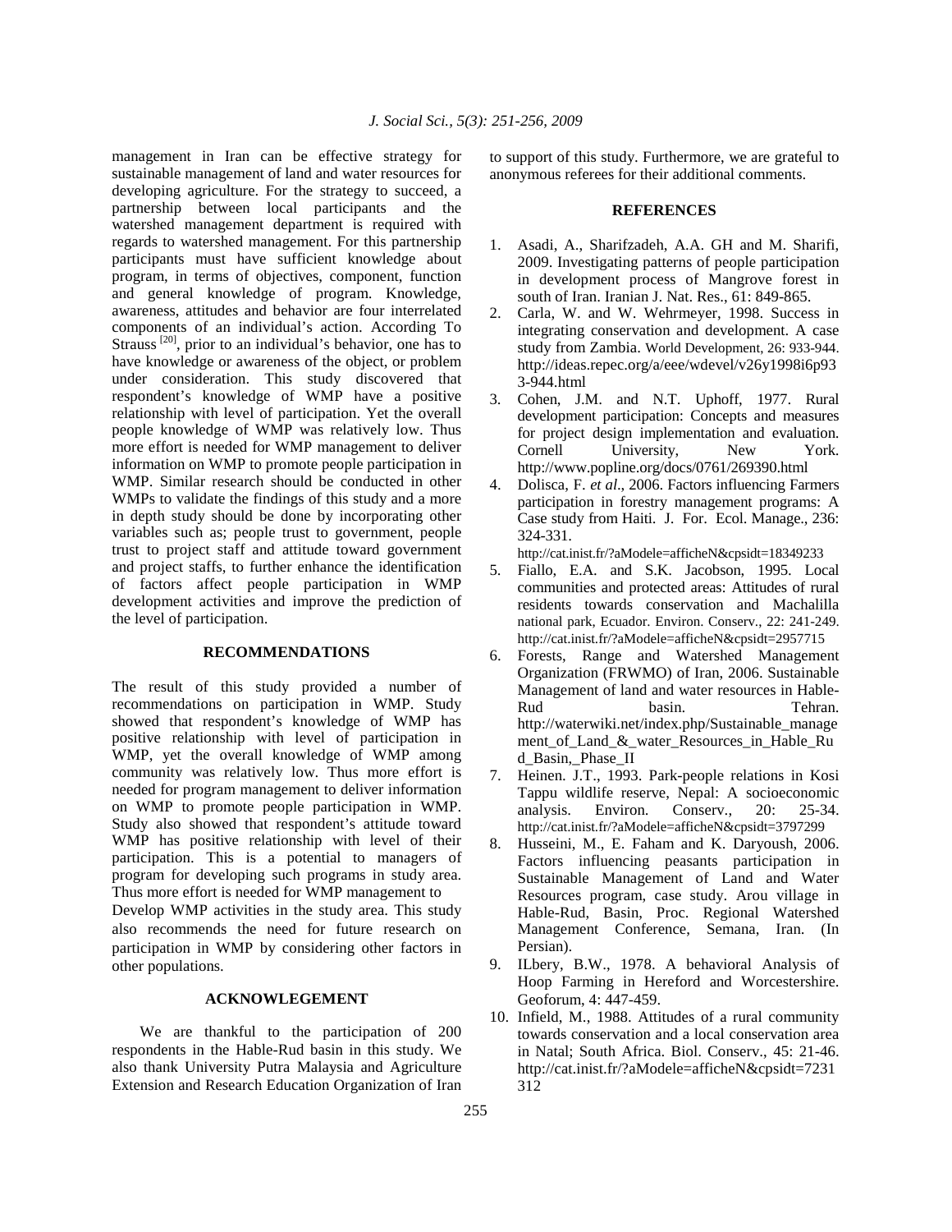management in Iran can be effective strategy for sustainable management of land and water resources for developing agriculture. For the strategy to succeed, a partnership between local participants and the watershed management department is required with regards to watershed management. For this partnership participants must have sufficient knowledge about program, in terms of objectives, component, function and general knowledge of program. Knowledge, awareness, attitudes and behavior are four interrelated components of an individual's action. According To Strauss [20], prior to an individual's behavior, one has to have knowledge or awareness of the object, or problem under consideration. This study discovered that respondent's knowledge of WMP have a positive relationship with level of participation. Yet the overall people knowledge of WMP was relatively low. Thus more effort is needed for WMP management to deliver information on WMP to promote people participation in WMP. Similar research should be conducted in other WMPs to validate the findings of this study and a more in depth study should be done by incorporating other variables such as; people trust to government, people trust to project staff and attitude toward government and project staffs, to further enhance the identification of factors affect people participation in WMP development activities and improve the prediction of the level of participation.

## RECOMMENDATIONS

The result of this study provided a number of recommendations on participation in WMP. Study showed that respondent's knowledge of WMP has positive relationship with level of participation in WMP, yet the overall knowledge of WMP among community was relatively low. Thus more effort is needed for program management to deliver information on WMP to promote people participation in WMP. Study also showed that respondent's attitude toward WMP has positive relationship with level of their participation. This is a potential to managers of program for developing such programs in study area. Thus more effort is needed for WMP management to Develop WMP activities in the study area. This study also recommends the need for future research on participation in WMP by considering other factors in other populations.

## ACKNOWLEGEMENT

We are thankful to the participation of 200 respondents in the Hable-Rud basin in this study. We also thank University Putra Malaysia and Agriculture Extension and Research Education Organization of Iran to support of this study. Furthermore, we are grateful to anonymous referees for their additional comments.

## REFERENCES

1. Asadi, A., Sharifzadeh, A.A. GH and M. Sharifi, 2009. Investigating patterns of people participation in development process of Mangrove forest in south of Iran. Iranian J. Nat. Res., 61: 849-865.
2. Carla, W. and W. Wehrmeyer, 1998. Success in integrating conservation and development. A case study from Zambia. World Development, 26: 933-944. http://ideas.repec.org/a/eee/wdevel/v26y1998i6p933-944.html
3. Cohen, J.M. and N.T. Uphoff, 1977. Rural development participation: Concepts and measures for project design implementation and evaluation. Cornell University, New York. http://www.popline.org/docs/0761/269390.html
4. Dolisca, F. *et al*., 2006. Factors influencing Farmers participation in forestry management programs: A Case study from Haiti. J. For. Ecol. Manage., 236: 324-331. http://cat.inist.fr/?aModele=afficheN&cpsidt=18349233
5. Fiallo, E.A. and S.K. Jacobson, 1995. Local communities and protected areas: Attitudes of rural residents towards conservation and Machalilla national park, Ecuador. Environ. Conserv., 22: 241-249. http://cat.inist.fr/?aModele=afficheN&cpsidt=2957715
6. Forests, Range and Watershed Management Organization (FRWMO) of Iran, 2006. Sustainable Management of land and water resources in Hable-Rud basin. Tehran. http://waterwiki.net/index.php/Sustainable_management_of_Land_&_water_Resources_in_Hable_Rud_Basin,_Phase_II
7. Heinen. J.T., 1993. Park-people relations in Kosi Tappu wildlife reserve, Nepal: A socioeconomic analysis. Environ. Conserv., 20: 25-34. http://cat.inist.fr/?aModele=afficheN&cpsidt=3797299
8. Husseini, M., E. Faham and K. Daryoush, 2006. Factors influencing peasants participation in Sustainable Management of Land and Water Resources program, case study. Arou village in Hable-Rud, Basin, Proc. Regional Watershed Management Conference, Semana, Iran. (In Persian).
9. ILbery, B.W., 1978. A behavioral Analysis of Hoop Farming in Hereford and Worcestershire. Geoforum, 4: 447-459.
10. Infield, M., 1988. Attitudes of a rural community towards conservation and a local conservation area in Natal; South Africa. Biol. Conserv., 45: 21-46. http://cat.inist.fr/?aModele=afficheN&cpsidt=7231312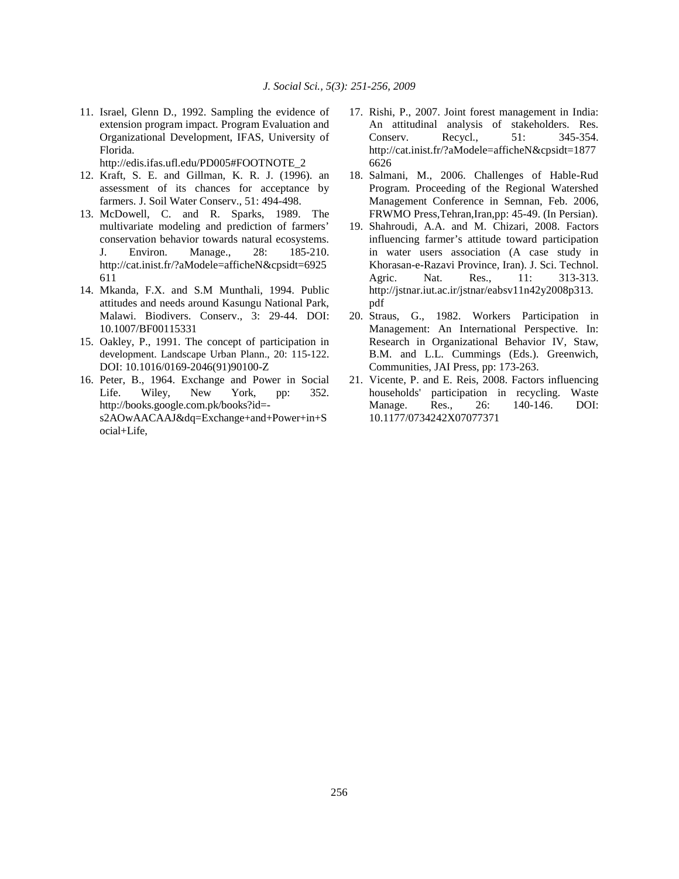11. Israel, Glenn D., 1992. Sampling the evidence of extension program impact. Program Evaluation and Organizational Development, IFAS, University of Florida.
    http://edis.ifas.ufl.edu/PD005#FOOTNOTE_2
12. Kraft, S. E. and Gillman, K. R. J. (1996). an assessment of its chances for acceptance by farmers. J. Soil Water Conserv., 51: 494-498.
13. McDowell, C. and R. Sparks, 1989. The multivariate modeling and prediction of farmers' conservation behavior towards natural ecosystems. J. Environ. Manage., 28: 185-210. http://cat.inist.fr/?aModele=afficheN&cpsidt=6925611
14. Mkanda, F.X. and S.M Munthali, 1994. Public attitudes and needs around Kasungu National Park, Malawi. Biodivers. Conserv., 3: 29-44. DOI: 10.1007/BF00115331
15. Oakley, P., 1991. The concept of participation in development. Landscape Urban Plann., 20: 115-122. DOI: 10.1016/0169-2046(91)90100-Z
16. Peter, B., 1964. Exchange and Power in Social Life. Wiley, New York, pp: 352. http://books.google.com.pk/books?id=-s2AOwAACAAJ&dq=Exchange+and+Power+in+Social+Life,
17. Rishi, P., 2007. Joint forest management in India: An attitudinal analysis of stakeholders. Res. Conserv. Recycl., 51: 345-354. http://cat.inist.fr/?aModele=afficheN&cpsidt=18776626
18. Salmani, M., 2006. Challenges of Hable-Rud Program. Proceeding of the Regional Watershed Management Conference in Semnan, Feb. 2006, FRWMO Press,Tehran,Iran,pp: 45-49. (In Persian).
19. Shahroudi, A.A. and M. Chizari, 2008. Factors influencing farmer's attitude toward participation in water users association (A case study in Khorasan-e-Razavi Province, Iran). J. Sci. Technol. Agric. Nat. Res., 11: 313-313. http://jstnar.iut.ac.ir/jstnar/eabsv11n42y2008p313.pdf
20. Straus, G., 1982. Workers Participation in Management: An International Perspective. In: Research in Organizational Behavior IV, Staw, B.M. and L.L. Cummings (Eds.). Greenwich, Communities, JAI Press, pp: 173-263.
21. Vicente, P. and E. Reis, 2008. Factors influencing households' participation in recycling. Waste Manage. Res., 26: 140-146. DOI: 10.1177/0734242X07077371